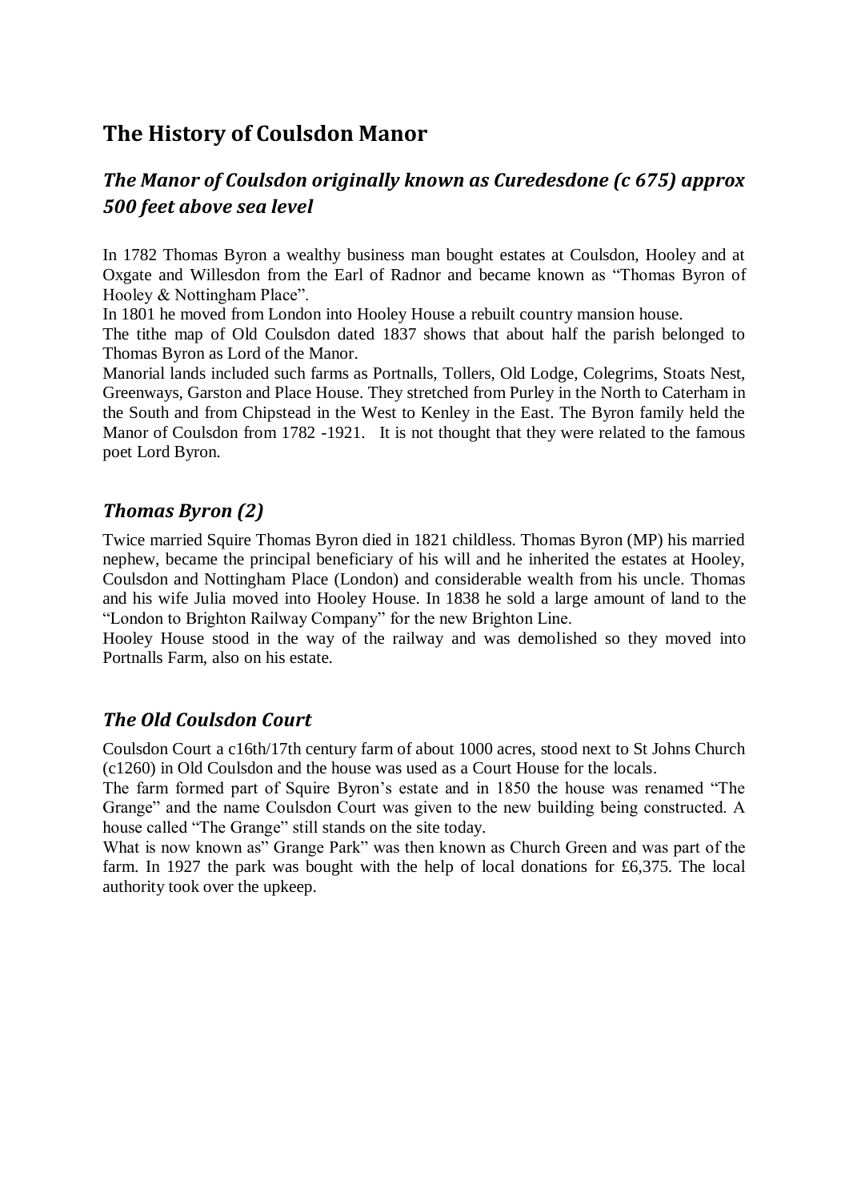# The History of Coulsdon Manor

## *The Manor of Coulsdon originally known as Curedesdone (c 675) approx 500 feet above sea level*

In 1782 Thomas Byron a wealthy business man bought estates at Coulsdon, Hooley and at Oxgate and Willesdon from the Earl of Radnor and became known as "Thomas Byron of Hooley & Nottingham Place".

In 1801 he moved from London into Hooley House a rebuilt country mansion house.

The tithe map of Old Coulsdon dated 1837 shows that about half the parish belonged to Thomas Byron as Lord of the Manor.

Manorial lands included such farms as Portnalls, Tollers, Old Lodge, Colegrims, Stoats Nest, Greenways, Garston and Place House. They stretched from Purley in the North to Caterham in the South and from Chipstead in the West to Kenley in the East. The Byron family held the Manor of Coulsdon from 1782 -1921. It is not thought that they were related to the famous poet Lord Byron.

## *Thomas Byron (2)*

Twice married Squire Thomas Byron died in 1821 childless. Thomas Byron (MP) his married nephew, became the principal beneficiary of his will and he inherited the estates at Hooley, Coulsdon and Nottingham Place (London) and considerable wealth from his uncle. Thomas and his wife Julia moved into Hooley House. In 1838 he sold a large amount of land to the "London to Brighton Railway Company" for the new Brighton Line.

Hooley House stood in the way of the railway and was demolished so they moved into Portnalls Farm, also on his estate.

## *The Old Coulsdon Court*

Coulsdon Court a c16th/17th century farm of about 1000 acres, stood next to St Johns Church (c1260) in Old Coulsdon and the house was used as a Court House for the locals.

The farm formed part of Squire Byron's estate and in 1850 the house was renamed "The Grange" and the name Coulsdon Court was given to the new building being constructed. A house called "The Grange" still stands on the site today.

What is now known as" Grange Park" was then known as Church Green and was part of the farm. In 1927 the park was bought with the help of local donations for £6,375. The local authority took over the upkeep.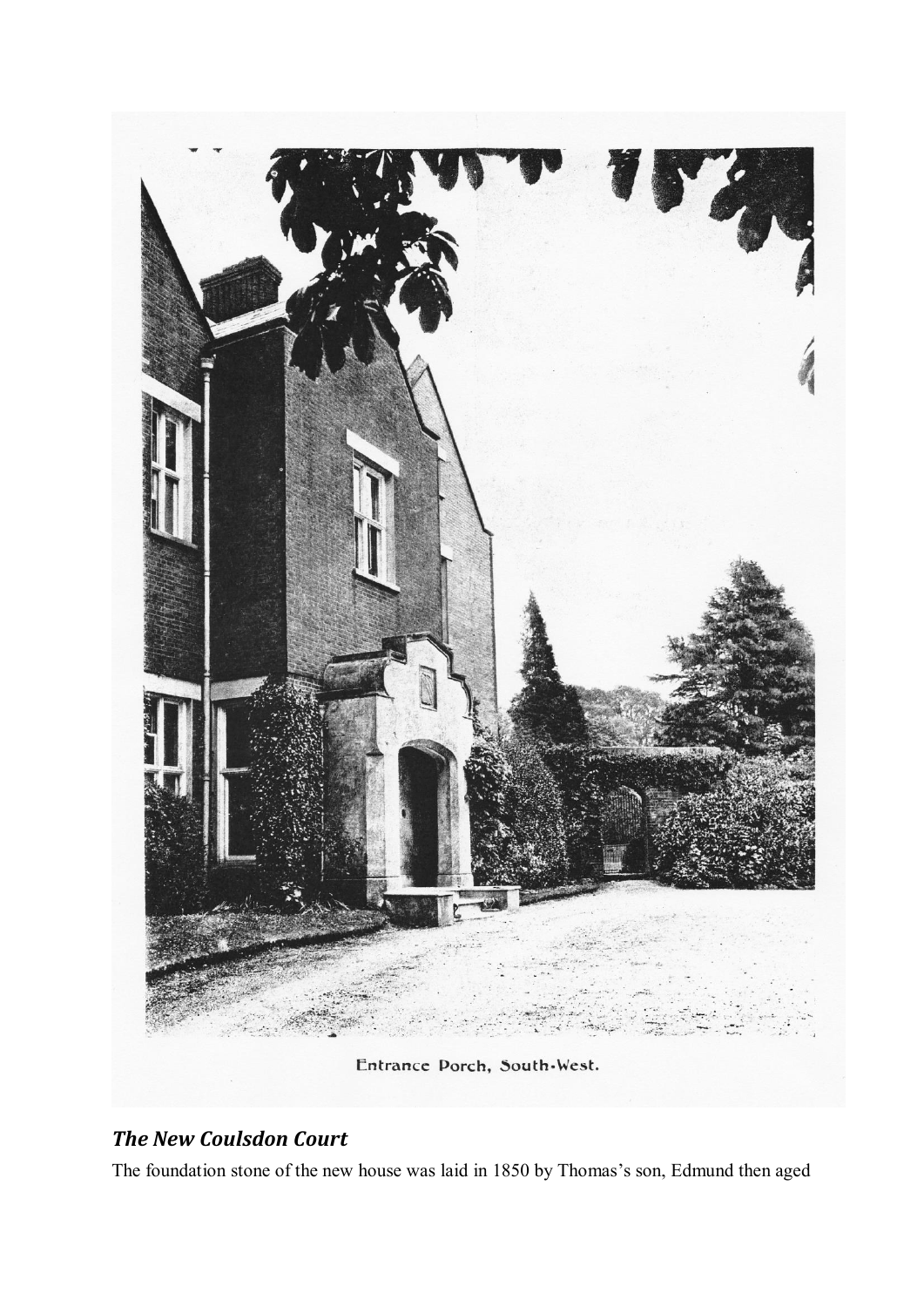Entrance Porch, South-West.

### *The New Coulsdon Court*

The foundation stone of the new house was laid in 1850 by Thomas's son, Edmund then aged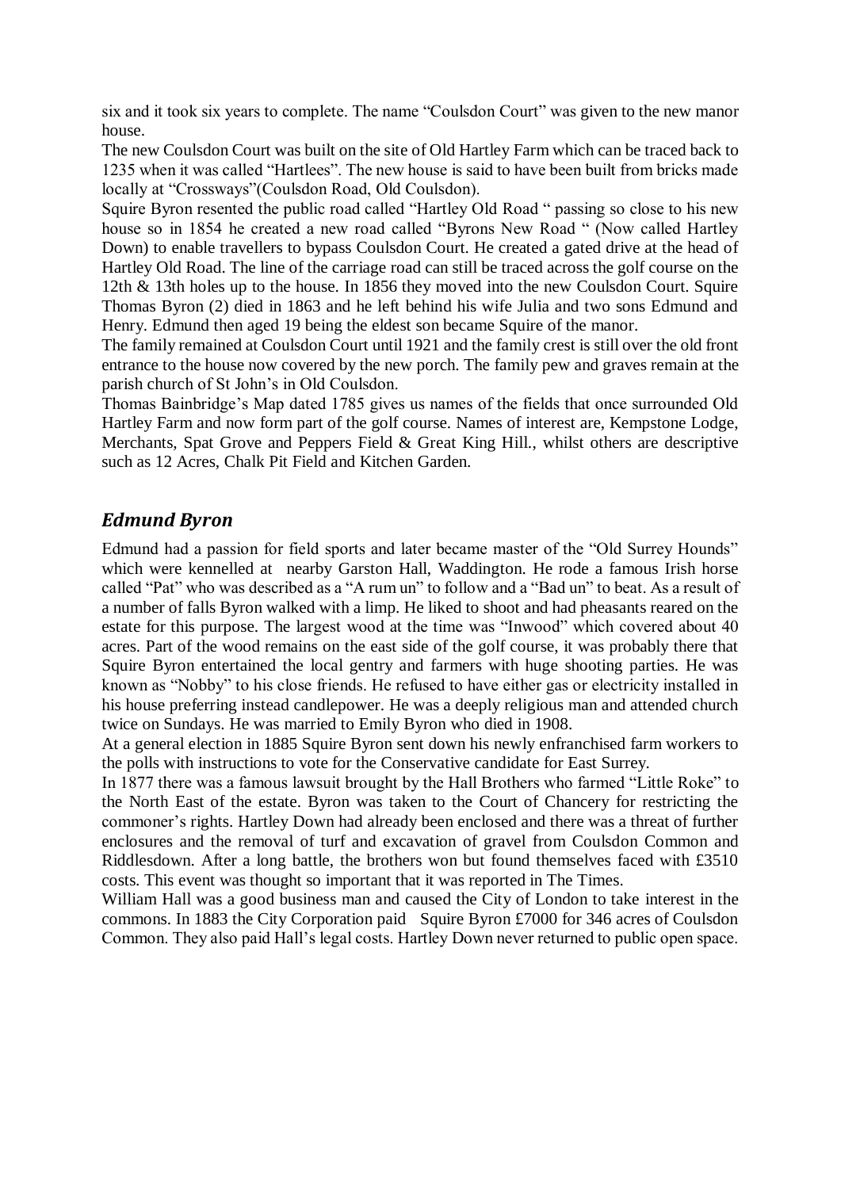six and it took six years to complete. The name "Coulsdon Court" was given to the new manor house.

The new Coulsdon Court was built on the site of Old Hartley Farm which can be traced back to 1235 when it was called "Hartlees". The new house is said to have been built from bricks made locally at "Crossways"(Coulsdon Road, Old Coulsdon).

Squire Byron resented the public road called "Hartley Old Road " passing so close to his new house so in 1854 he created a new road called "Byrons New Road " (Now called Hartley Down) to enable travellers to bypass Coulsdon Court. He created a gated drive at the head of Hartley Old Road. The line of the carriage road can still be traced across the golf course on the 12th & 13th holes up to the house. In 1856 they moved into the new Coulsdon Court. Squire Thomas Byron (2) died in 1863 and he left behind his wife Julia and two sons Edmund and Henry. Edmund then aged 19 being the eldest son became Squire of the manor.

The family remained at Coulsdon Court until 1921 and the family crest is still over the old front entrance to the house now covered by the new porch. The family pew and graves remain at the parish church of St John's in Old Coulsdon.

Thomas Bainbridge's Map dated 1785 gives us names of the fields that once surrounded Old Hartley Farm and now form part of the golf course. Names of interest are, Kempstone Lodge, Merchants, Spat Grove and Peppers Field & Great King Hill., whilst others are descriptive such as 12 Acres, Chalk Pit Field and Kitchen Garden.

## *Edmund Byron*

Edmund had a passion for field sports and later became master of the "Old Surrey Hounds" which were kennelled at nearby Garston Hall, Waddington. He rode a famous Irish horse called "Pat" who was described as a "A rum un" to follow and a "Bad un" to beat. As a result of a number of falls Byron walked with a limp. He liked to shoot and had pheasants reared on the estate for this purpose. The largest wood at the time was "Inwood" which covered about 40 acres. Part of the wood remains on the east side of the golf course, it was probably there that Squire Byron entertained the local gentry and farmers with huge shooting parties. He was known as "Nobby" to his close friends. He refused to have either gas or electricity installed in his house preferring instead candlepower. He was a deeply religious man and attended church twice on Sundays. He was married to Emily Byron who died in 1908.

At a general election in 1885 Squire Byron sent down his newly enfranchised farm workers to the polls with instructions to vote for the Conservative candidate for East Surrey.

In 1877 there was a famous lawsuit brought by the Hall Brothers who farmed "Little Roke" to the North East of the estate. Byron was taken to the Court of Chancery for restricting the commoner's rights. Hartley Down had already been enclosed and there was a threat of further enclosures and the removal of turf and excavation of gravel from Coulsdon Common and Riddlesdown. After a long battle, the brothers won but found themselves faced with £3510 costs. This event was thought so important that it was reported in The Times.

William Hall was a good business man and caused the City of London to take interest in the commons. In 1883 the City Corporation paid Squire Byron £7000 for 346 acres of Coulsdon Common. They also paid Hall's legal costs. Hartley Down never returned to public open space.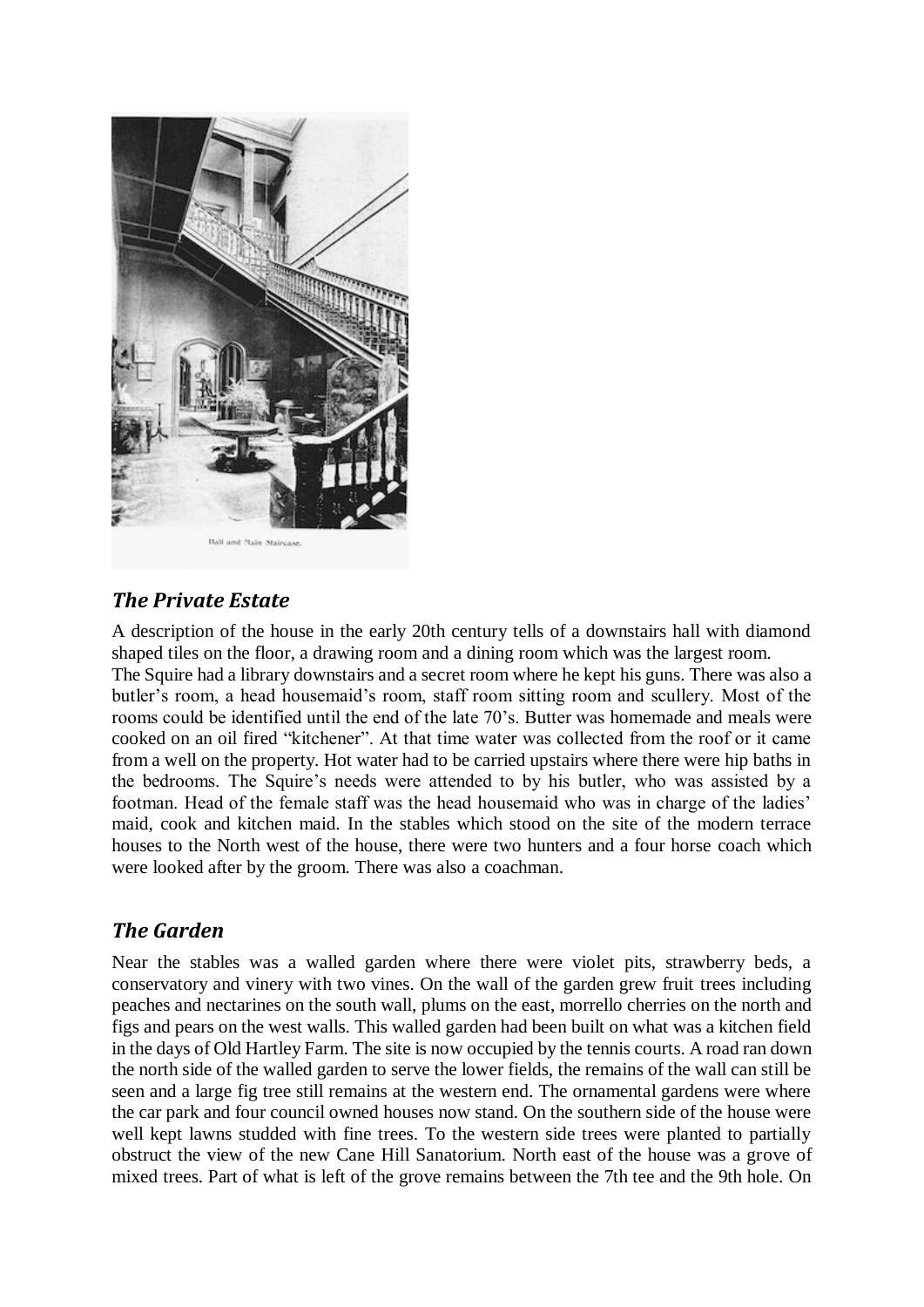Hall and Main Staircase.

## *The Private Estate*

A description of the house in the early 20th century tells of a downstairs hall with diamond shaped tiles on the floor, a drawing room and a dining room which was the largest room.
The Squire had a library downstairs and a secret room where he kept his guns. There was also a butler's room, a head housemaid's room, staff room sitting room and scullery. Most of the rooms could be identified until the end of the late 70's. Butter was homemade and meals were cooked on an oil fired "kitchener". At that time water was collected from the roof or it came from a well on the property. Hot water had to be carried upstairs where there were hip baths in the bedrooms. The Squire's needs were attended to by his butler, who was assisted by a footman. Head of the female staff was the head housemaid who was in charge of the ladies' maid, cook and kitchen maid. In the stables which stood on the site of the modern terrace houses to the North west of the house, there were two hunters and a four horse coach which were looked after by the groom. There was also a coachman.

## *The Garden*

Near the stables was a walled garden where there were violet pits, strawberry beds, a conservatory and vinery with two vines. On the wall of the garden grew fruit trees including peaches and nectarines on the south wall, plums on the east, morrello cherries on the north and figs and pears on the west walls. This walled garden had been built on what was a kitchen field in the days of Old Hartley Farm. The site is now occupied by the tennis courts. A road ran down the north side of the walled garden to serve the lower fields, the remains of the wall can still be seen and a large fig tree still remains at the western end. The ornamental gardens were where the car park and four council owned houses now stand. On the southern side of the house were well kept lawns studded with fine trees. To the western side trees were planted to partially obstruct the view of the new Cane Hill Sanatorium. North east of the house was a grove of mixed trees. Part of what is left of the grove remains between the 7th tee and the 9th hole. On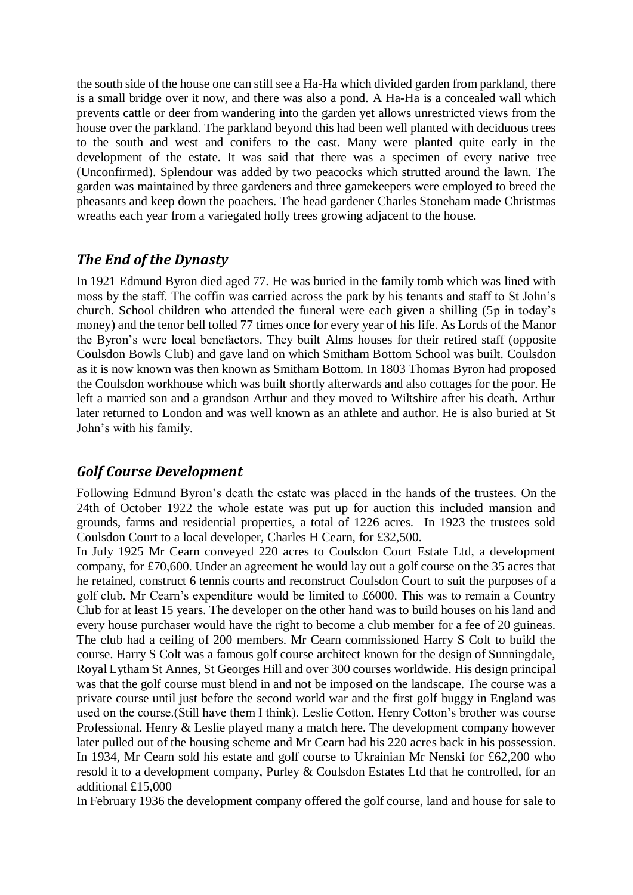the south side of the house one can still see a Ha-Ha which divided garden from parkland, there is a small bridge over it now, and there was also a pond. A Ha-Ha is a concealed wall which prevents cattle or deer from wandering into the garden yet allows unrestricted views from the house over the parkland. The parkland beyond this had been well planted with deciduous trees to the south and west and conifers to the east. Many were planted quite early in the development of the estate. It was said that there was a specimen of every native tree (Unconfirmed). Splendour was added by two peacocks which strutted around the lawn. The garden was maintained by three gardeners and three gamekeepers were employed to breed the pheasants and keep down the poachers. The head gardener Charles Stoneham made Christmas wreaths each year from a variegated holly trees growing adjacent to the house.

## *The End of the Dynasty*

In 1921 Edmund Byron died aged 77. He was buried in the family tomb which was lined with moss by the staff. The coffin was carried across the park by his tenants and staff to St John's church. School children who attended the funeral were each given a shilling (5p in today's money) and the tenor bell tolled 77 times once for every year of his life. As Lords of the Manor the Byron's were local benefactors. They built Alms houses for their retired staff (opposite Coulsdon Bowls Club) and gave land on which Smitham Bottom School was built. Coulsdon as it is now known was then known as Smitham Bottom. In 1803 Thomas Byron had proposed the Coulsdon workhouse which was built shortly afterwards and also cottages for the poor. He left a married son and a grandson Arthur and they moved to Wiltshire after his death. Arthur later returned to London and was well known as an athlete and author. He is also buried at St John's with his family.

## *Golf Course Development*

Following Edmund Byron's death the estate was placed in the hands of the trustees. On the 24th of October 1922 the whole estate was put up for auction this included mansion and grounds, farms and residential properties, a total of 1226 acres. In 1923 the trustees sold Coulsdon Court to a local developer, Charles H Cearn, for £32,500.

In July 1925 Mr Cearn conveyed 220 acres to Coulsdon Court Estate Ltd, a development company, for £70,600. Under an agreement he would lay out a golf course on the 35 acres that he retained, construct 6 tennis courts and reconstruct Coulsdon Court to suit the purposes of a golf club. Mr Cearn's expenditure would be limited to £6000. This was to remain a Country Club for at least 15 years. The developer on the other hand was to build houses on his land and every house purchaser would have the right to become a club member for a fee of 20 guineas. The club had a ceiling of 200 members. Mr Cearn commissioned Harry S Colt to build the course. Harry S Colt was a famous golf course architect known for the design of Sunningdale, Royal Lytham St Annes, St Georges Hill and over 300 courses worldwide. His design principal was that the golf course must blend in and not be imposed on the landscape. The course was a private course until just before the second world war and the first golf buggy in England was used on the course.(Still have them I think). Leslie Cotton, Henry Cotton's brother was course Professional. Henry & Leslie played many a match here. The development company however later pulled out of the housing scheme and Mr Cearn had his 220 acres back in his possession. In 1934, Mr Cearn sold his estate and golf course to Ukrainian Mr Nenski for £62,200 who resold it to a development company, Purley & Coulsdon Estates Ltd that he controlled, for an additional £15,000

In February 1936 the development company offered the golf course, land and house for sale to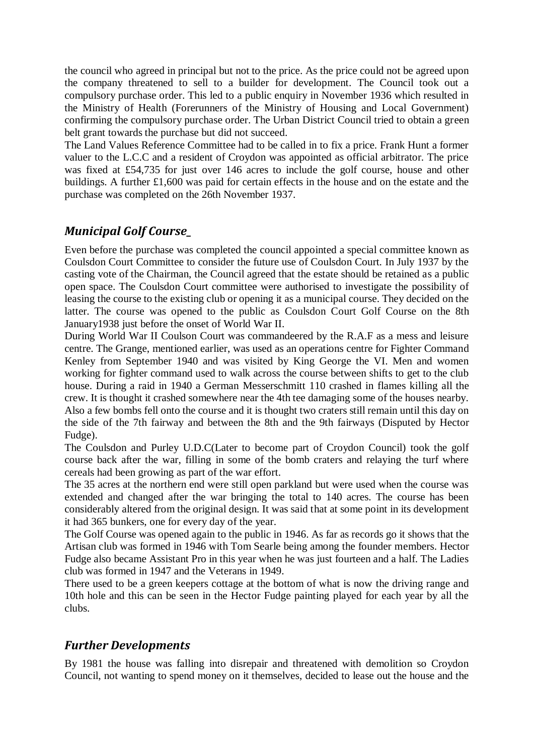the council who agreed in principal but not to the price. As the price could not be agreed upon the company threatened to sell to a builder for development. The Council took out a compulsory purchase order. This led to a public enquiry in November 1936 which resulted in the Ministry of Health (Forerunners of the Ministry of Housing and Local Government) confirming the compulsory purchase order. The Urban District Council tried to obtain a green belt grant towards the purchase but did not succeed.

The Land Values Reference Committee had to be called in to fix a price. Frank Hunt a former valuer to the L.C.C and a resident of Croydon was appointed as official arbitrator. The price was fixed at £54,735 for just over 146 acres to include the golf course, house and other buildings. A further £1,600 was paid for certain effects in the house and on the estate and the purchase was completed on the 26th November 1937.

## *Municipal Golf Course*

Even before the purchase was completed the council appointed a special committee known as Coulsdon Court Committee to consider the future use of Coulsdon Court. In July 1937 by the casting vote of the Chairman, the Council agreed that the estate should be retained as a public open space. The Coulsdon Court committee were authorised to investigate the possibility of leasing the course to the existing club or opening it as a municipal course. They decided on the latter. The course was opened to the public as Coulsdon Court Golf Course on the 8th January1938 just before the onset of World War II.

During World War II Coulson Court was commandeered by the R.A.F as a mess and leisure centre. The Grange, mentioned earlier, was used as an operations centre for Fighter Command Kenley from September 1940 and was visited by King George the VI. Men and women working for fighter command used to walk across the course between shifts to get to the club house. During a raid in 1940 a German Messerschmitt 110 crashed in flames killing all the crew. It is thought it crashed somewhere near the 4th tee damaging some of the houses nearby. Also a few bombs fell onto the course and it is thought two craters still remain until this day on the side of the 7th fairway and between the 8th and the 9th fairways (Disputed by Hector Fudge).

The Coulsdon and Purley U.D.C(Later to become part of Croydon Council) took the golf course back after the war, filling in some of the bomb craters and relaying the turf where cereals had been growing as part of the war effort.

The 35 acres at the northern end were still open parkland but were used when the course was extended and changed after the war bringing the total to 140 acres. The course has been considerably altered from the original design. It was said that at some point in its development it had 365 bunkers, one for every day of the year.

The Golf Course was opened again to the public in 1946. As far as records go it shows that the Artisan club was formed in 1946 with Tom Searle being among the founder members. Hector Fudge also became Assistant Pro in this year when he was just fourteen and a half. The Ladies club was formed in 1947 and the Veterans in 1949.

There used to be a green keepers cottage at the bottom of what is now the driving range and 10th hole and this can be seen in the Hector Fudge painting played for each year by all the clubs.

## *Further Developments*

By 1981 the house was falling into disrepair and threatened with demolition so Croydon Council, not wanting to spend money on it themselves, decided to lease out the house and the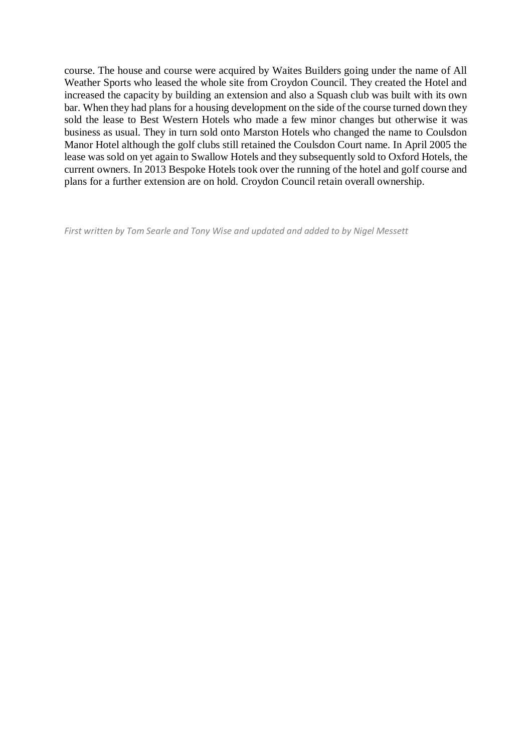course. The house and course were acquired by Waites Builders going under the name of All Weather Sports who leased the whole site from Croydon Council. They created the Hotel and increased the capacity by building an extension and also a Squash club was built with its own bar. When they had plans for a housing development on the side of the course turned down they sold the lease to Best Western Hotels who made a few minor changes but otherwise it was business as usual. They in turn sold onto Marston Hotels who changed the name to Coulsdon Manor Hotel although the golf clubs still retained the Coulsdon Court name. In April 2005 the lease was sold on yet again to Swallow Hotels and they subsequently sold to Oxford Hotels, the current owners. In 2013 Bespoke Hotels took over the running of the hotel and golf course and plans for a further extension are on hold. Croydon Council retain overall ownership.

*First written by Tom Searle and Tony Wise and updated and added to by Nigel Messett*